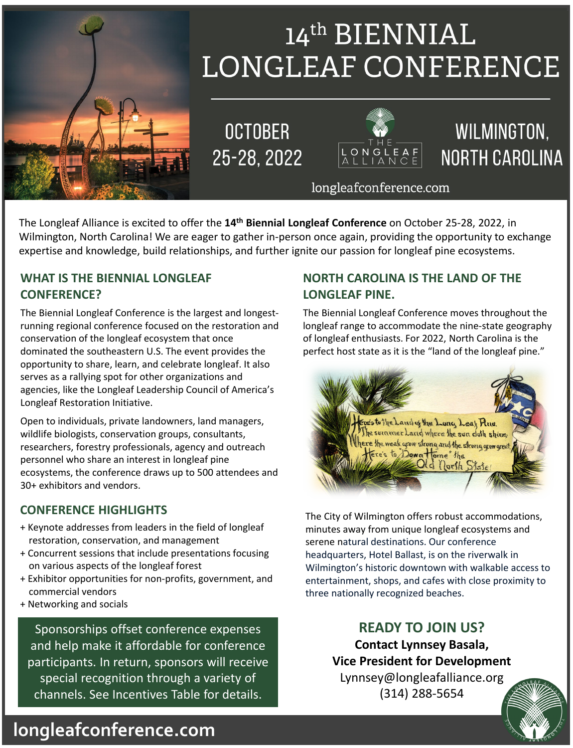# 14th BIENNIAL LONGLEAF CONFERENCE

OCTOBER 25-28, 2022

THE LONGLEAF ALLIANCE

WILMINGTON, NORTH CAROLINA

longleafconference.com

The Longleaf Alliance is excited to offer the **14th Biennial Longleaf Conference** on October 25-28, 2022, in Wilmington, North Carolina! We are eager to gather in-person once again, providing the opportunity to exchange expertise and knowledge, build relationships, and further ignite our passion for longleaf pine ecosystems.

## WHAT IS THE BIENNIAL LONGLEAF CONFERENCE?

The Biennial Longleaf Conference is the largest and longest-running regional conference focused on the restoration and conservation of the longleaf ecosystem that once dominated the southeastern U.S. The event provides the opportunity to share, learn, and celebrate longleaf. It also serves as a rallying spot for other organizations and agencies, like the Longleaf Leadership Council of America's Longleaf Restoration Initiative.

Open to individuals, private landowners, land managers, wildlife biologists, conservation groups, consultants, researchers, forestry professionals, agency and outreach personnel who share an interest in longleaf pine ecosystems, the conference draws up to 500 attendees and 30+ exhibitors and vendors.

## CONFERENCE HIGHLIGHTS

+ Keynote addresses from leaders in the field of longleaf restoration, conservation, and management
+ Concurrent sessions that include presentations focusing on various aspects of the longleaf forest
+ Exhibitor opportunities for non-profits, government, and commercial vendors
+ Networking and socials

Sponsorships offset conference expenses and help make it affordable for conference participants. In return, sponsors will receive special recognition through a variety of channels. See Incentives Table for details.

## NORTH CAROLINA IS THE LAND OF THE LONGLEAF PINE.

The Biennial Longleaf Conference moves throughout the longleaf range to accommodate the nine-state geography of longleaf enthusiasts. For 2022, North Carolina is the perfect host state as it is the "land of the longleaf pine."

Here's to the Land of the Long Leaf Pine,
The summer Land where the sun doth shine,
Where the weak grow strong and the strong grow great,
Here's to "Down Home," the Old North State!

The City of Wilmington offers robust accommodations, minutes away from unique longleaf ecosystems and serene natural destinations. Our conference headquarters, Hotel Ballast, is on the riverwalk in Wilmington's historic downtown with walkable access to entertainment, shops, and cafes with close proximity to three nationally recognized beaches.

## READY TO JOIN US?

**Contact Lynnsey Basala,**
**Vice President for Development**
Lynnsey@longleafalliance.org
(314) 288-5654

**longleafconference.com**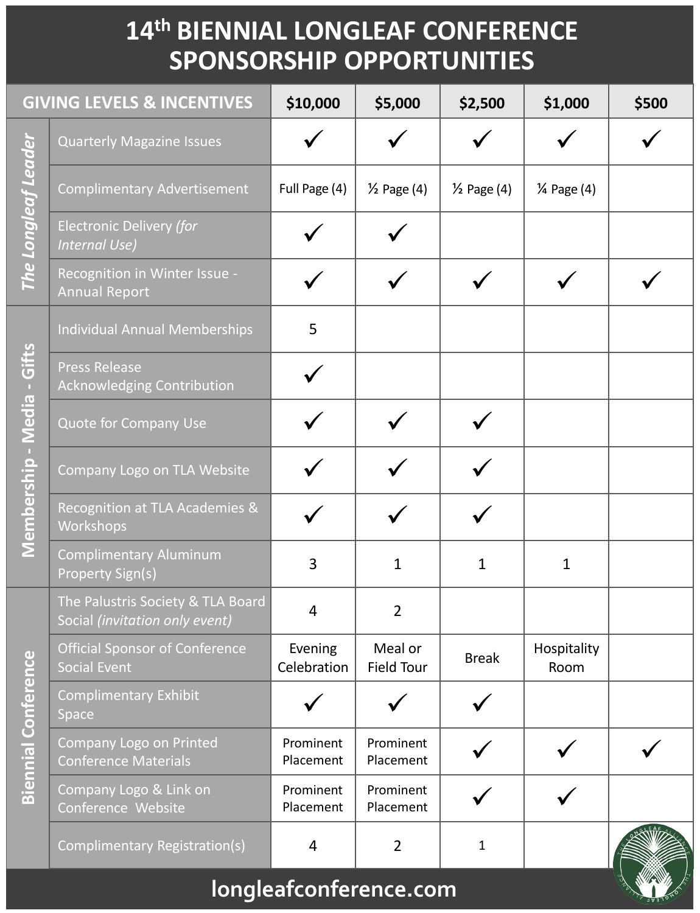# 14th BIENNIAL LONGLEAF CONFERENCE SPONSORSHIP OPPORTUNITIES

| GIVING LEVELS & INCENTIVES | | $10,000 | $5,000 | $2,500 | $1,000 | $500 |
|---|---|---|---|---|---|---|
| *The Longleaf Leader* | Quarterly Magazine Issues | ✓ | ✓ | ✓ | ✓ | ✓ |
| | Complimentary Advertisement | Full Page (4) | ½ Page (4) | ½ Page (4) | ¼ Page (4) | |
| | Electronic Delivery *(for Internal Use)* | ✓ | ✓ | | | |
| | Recognition in Winter Issue - Annual Report | ✓ | ✓ | ✓ | ✓ | ✓ |
| Membership - Media - Gifts | Individual Annual Memberships | 5 | | | | |
| | Press Release Acknowledging Contribution | ✓ | | | | |
| | Quote for Company Use | ✓ | ✓ | ✓ | | |
| | Company Logo on TLA Website | ✓ | ✓ | ✓ | | |
| | Recognition at TLA Academies & Workshops | ✓ | ✓ | ✓ | | |
| | Complimentary Aluminum Property Sign(s) | 3 | 1 | 1 | 1 | |
| Biennial Conference | The Palustris Society & TLA Board Social *(invitation only event)* | 4 | 2 | | | |
| | Official Sponsor of Conference Social Event | Evening Celebration | Meal or Field Tour | Break | Hospitality Room | |
| | Complimentary Exhibit Space | ✓ | ✓ | ✓ | | |
| | Company Logo on Printed Conference Materials | Prominent Placement | Prominent Placement | ✓ | ✓ | ✓ |
| | Company Logo & Link on Conference Website | Prominent Placement | Prominent Placement | ✓ | ✓ | |
| | Complimentary Registration(s) | 4 | 2 | 1 | | |

longleafconference.com